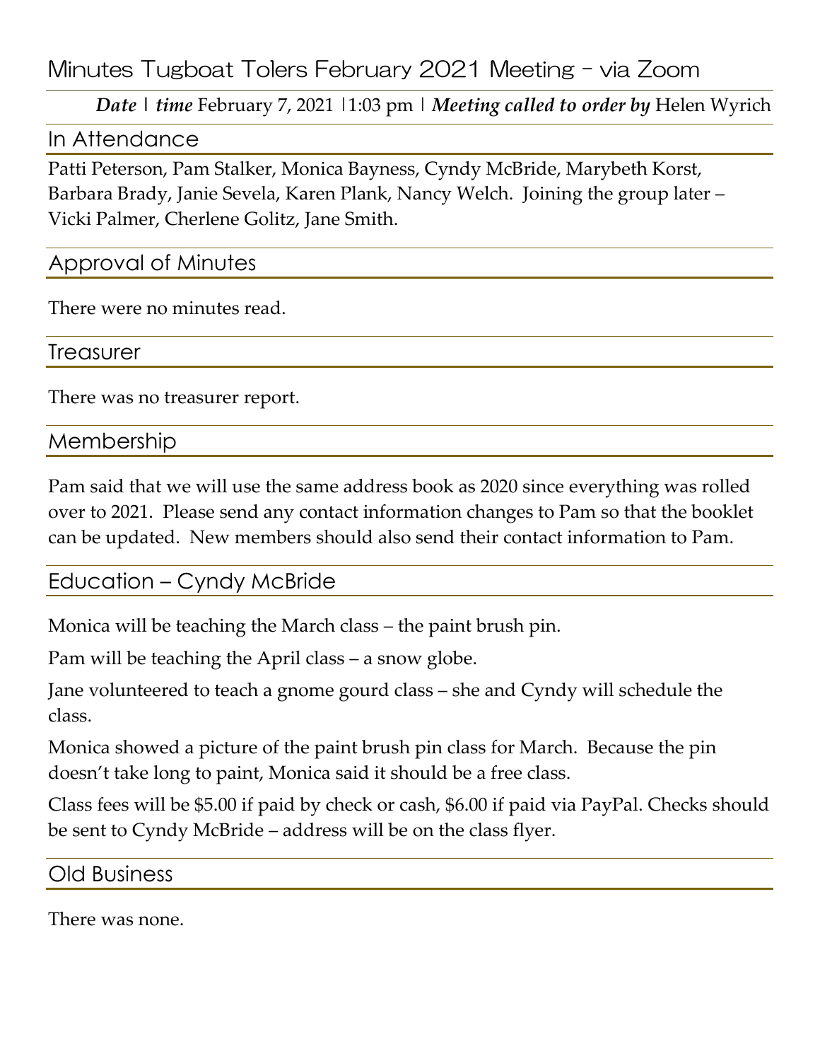# Minutes Tugboat Tolers February 2021 Meeting - via Zoom

***Date* | *time*** February 7, 2021 |1:03 pm | ***Meeting called to order by*** Helen Wyrich

## In Attendance

Patti Peterson, Pam Stalker, Monica Bayness, Cyndy McBride, Marybeth Korst, Barbara Brady, Janie Sevela, Karen Plank, Nancy Welch. Joining the group later – Vicki Palmer, Cherlene Golitz, Jane Smith.

## Approval of Minutes

There were no minutes read.

## Treasurer

There was no treasurer report.

## Membership

Pam said that we will use the same address book as 2020 since everything was rolled over to 2021. Please send any contact information changes to Pam so that the booklet can be updated. New members should also send their contact information to Pam.

## Education – Cyndy McBride

Monica will be teaching the March class – the paint brush pin.

Pam will be teaching the April class – a snow globe.

Jane volunteered to teach a gnome gourd class – she and Cyndy will schedule the class.

Monica showed a picture of the paint brush pin class for March. Because the pin doesn't take long to paint, Monica said it should be a free class.

Class fees will be $5.00 if paid by check or cash, $6.00 if paid via PayPal. Checks should be sent to Cyndy McBride – address will be on the class flyer.

## Old Business

There was none.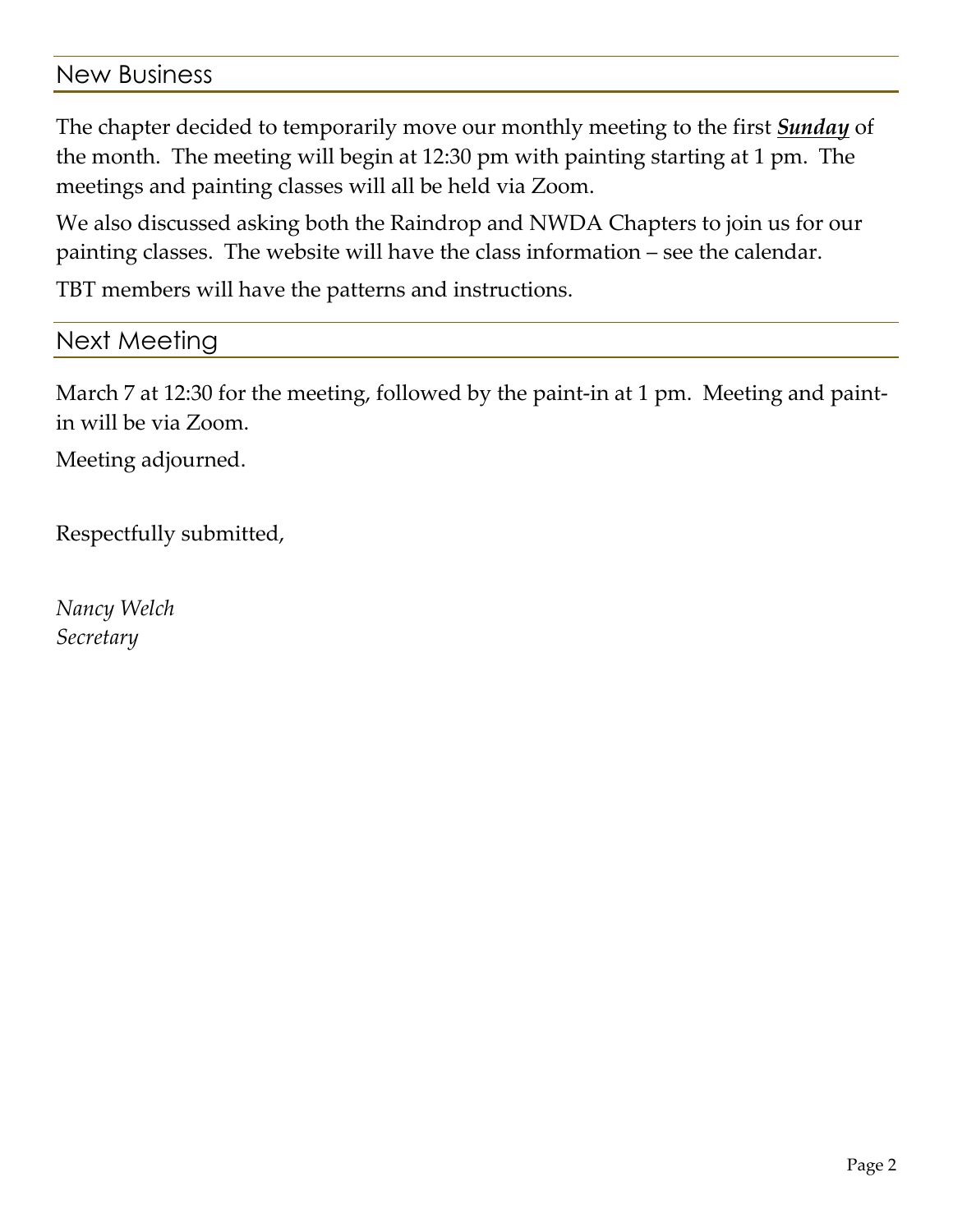## New Business

The chapter decided to temporarily move our monthly meeting to the first ***Sunday*** of the month. The meeting will begin at 12:30 pm with painting starting at 1 pm. The meetings and painting classes will all be held via Zoom.

We also discussed asking both the Raindrop and NWDA Chapters to join us for our painting classes. The website will have the class information – see the calendar.

TBT members will have the patterns and instructions.

## Next Meeting

March 7 at 12:30 for the meeting, followed by the paint-in at 1 pm. Meeting and paint-in will be via Zoom.

Meeting adjourned.

Respectfully submitted,

*Nancy Welch*
*Secretary*